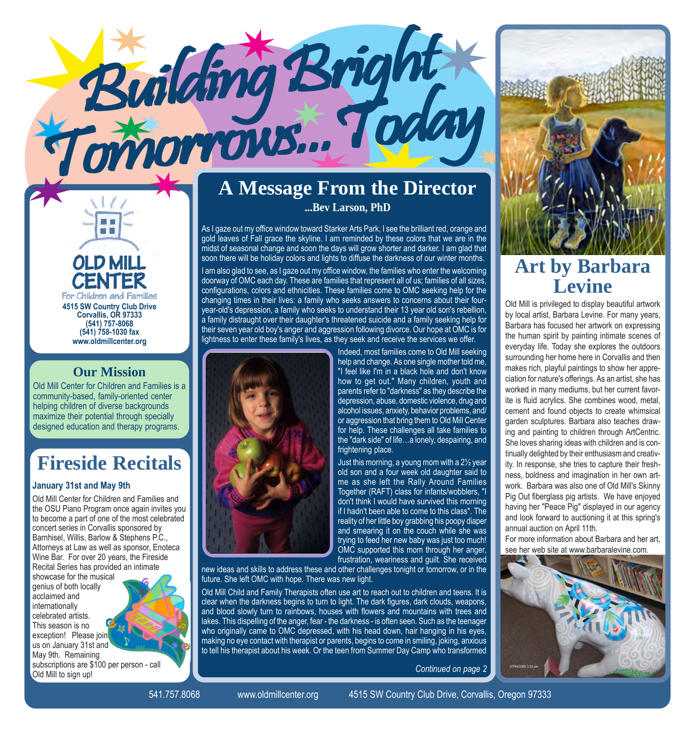# Building Bright Tomorrows... Today

**OLD MILL CENTER**
For Children and Families
**4515 SW Country Club Drive**
**Corvallis, OR 97333**
**(541) 757-8068**
**(541) 758-1030 fax**
**www.oldmillcenter.org**

## Our Mission

Old Mill Center for Children and Families is a community-based, family-oriented center helping children of diverse backgrounds maximize their potential through specially designed education and therapy programs.

## Fireside Recitals

**January 31st and May 9th**

Old Mill Center for Children and Families and the OSU Piano Program once again invites you to become a part of one of the most celebrated concert series in Corvallis sponsored by Barnhisel, Willis, Barlow & Stephens P.C., Attorneys at Law as well as sponsor, Enoteca Wine Bar. For over 20 years, the Fireside Recital Series has provided an intimate showcase for the musical genius of both locally acclaimed and internationally celebrated artists. This season is no exception! Please join us on January 31st and May 9th. Remaining subscriptions are $100 per person - call Old Mill to sign up!

## A Message From the Director

**...Bev Larson, PhD**

As I gaze out my office window toward Starker Arts Park, I see the brilliant red, orange and gold leaves of Fall grace the skyline. I am reminded by these colors that we are in the midst of seasonal change and soon the days will grow shorter and darker. I am glad that soon there will be holiday colors and lights to diffuse the darkness of our winter months.

I am also glad to see, as I gaze out my office window, the families who enter the welcoming doorway of OMC each day. These are families that represent all of us; families of all sizes, configurations, colors and ethnicities. These families come to OMC seeking help for the changing times in their lives: a family who seeks answers to concerns about their four-year-old's depression, a family who seeks to understand their 13 year old son's rebellion, a family distraught over their daughter's threatened suicide and a family seeking help for their seven year old boy's anger and aggression following divorce. Our hope at OMC is for lightness to enter these family's lives, as they seek and receive the services we offer.

Indeed, most families come to Old Mill seeking help and change. As one single mother told me, "I feel like I'm in a black hole and don't know how to get out." Many children, youth and parents refer to "darkness" as they describe the depression, abuse, domestic violence, drug and alcohol issues, anxiety, behavior problems, and/or aggression that bring them to Old Mill Center for help. These challenges all take families to the "dark side" of life…a lonely, despairing, and frightening place.

Just this morning, a young mom with a 2½ year old son and a four week old daughter said to me as she left the Rally Around Families Together (RAFT) class for infants/wobblers, "I don't think I would have survived this morning if I hadn't been able to come to this class". The reality of her little boy grabbing his poopy diaper and smearing it on the couch while she was trying to feed her new baby was just too much! OMC supported this mom through her anger, frustration, weariness and guilt. She received new ideas and skills to address these and other challenges tonight or tomorrow, or in the future. She left OMC with hope. There was new light.

Old Mill Child and Family Therapists often use art to reach out to children and teens. It is clear when the darkness begins to turn to light. The dark figures, dark clouds, weapons, and blood slowly turn to rainbows, houses with flowers and mountains with trees and lakes. This dispelling of the anger, fear - the darkness - is often seen. Such as the teenager who originally came to OMC depressed, with his head down, hair hanging in his eyes, making no eye contact with therapist or parents, begins to come in smiling, joking, anxious to tell his therapist about his week. Or the teen from Summer Day Camp who transformed

*Continued on page 2*

## Art by Barbara Levine

Old Mill is privileged to display beautiful artwork by local artist, Barbara Levine. For many years, Barbara has focused her artwork on expressing the human spirit by painting intimate scenes of everyday life. Today she explores the outdoors surrounding her home here in Corvallis and then makes rich, playful paintings to show her appreciation for nature's offerings. As an artist, she has worked in many mediums, but her current favorite is fluid acrylics. She combines wood, metal, cement and found objects to create whimsical garden sculptures. Barbara also teaches drawing and painting to children through ArtCentric. She loves sharing ideas with children and is continually delighted by their enthusiasm and creativity. In response, she tries to capture their freshness, boldness and imagination in her own artwork. Barbara was also one of Old Mill's Skinny Pig Out fiberglass pig artists. We have enjoyed having her "Peace Pig" displayed in our agency and look forward to auctioning it at this spring's annual auction on April 11th.

For more information about Barbara and her art, see her web site at www.barbaralevine.com.

541.757.8068 www.oldmillcenter.org 4515 SW Country Club Drive, Corvallis, Oregon 97333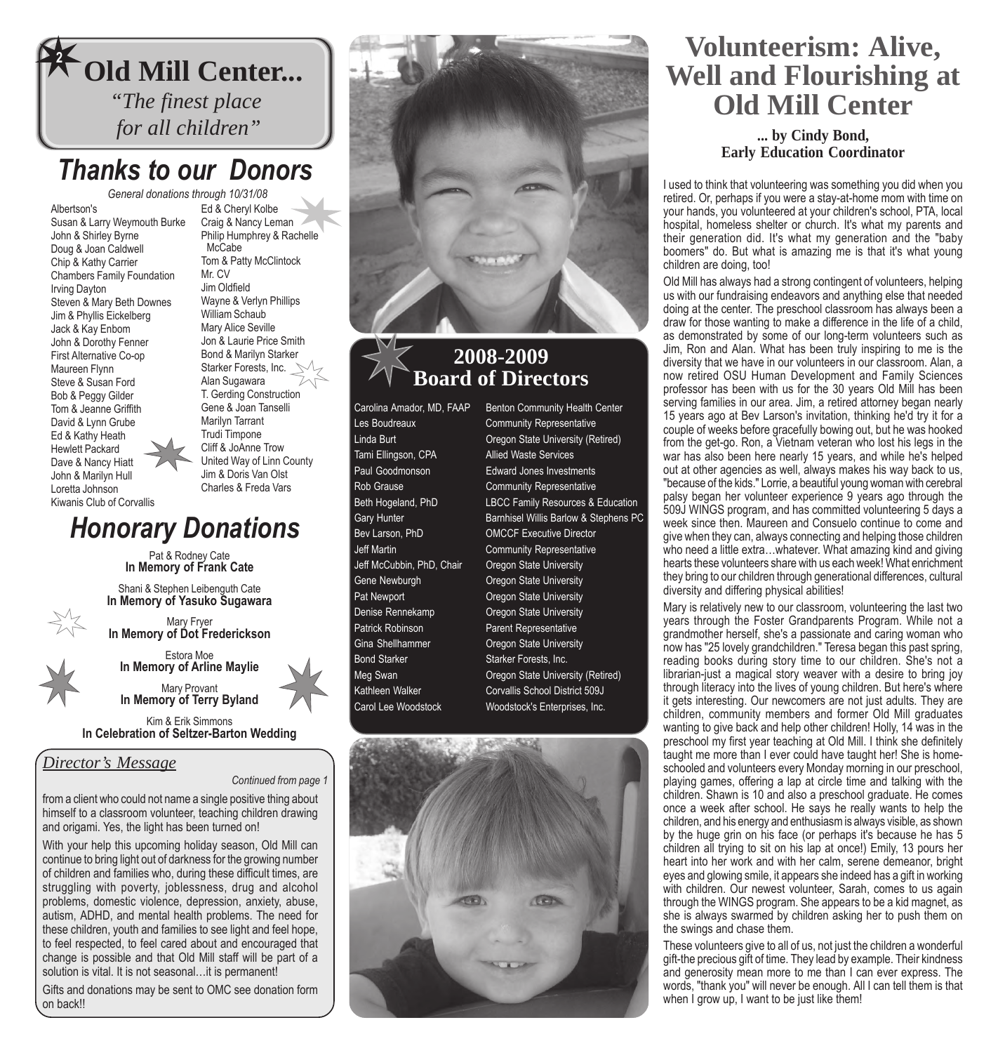# Old Mill Center...

*"The finest place for all children"*

## Thanks to our Donors

*General donations through 10/31/08*

Albertson's
Susan & Larry Weymouth Burke
John & Shirley Byrne
Doug & Joan Caldwell
Chip & Kathy Carrier
Chambers Family Foundation
Irving Dayton
Steven & Mary Beth Downes
Jim & Phyllis Eickelberg
Jack & Kay Enbom
John & Dorothy Fenner
First Alternative Co-op
Maureen Flynn
Steve & Susan Ford
Bob & Peggy Gilder
Tom & Jeanne Griffith
David & Lynn Grube
Ed & Kathy Heath
Hewlett Packard
Dave & Nancy Hiatt
John & Marilyn Hull
Loretta Johnson
Kiwanis Club of Corvallis
Ed & Cheryl Kolbe
Craig & Nancy Leman
Philip Humphrey & Rachelle McCabe
Tom & Patty McClintock
Mr. CV
Jim Oldfield
Wayne & Verlyn Phillips
William Schaub
Mary Alice Seville
Jon & Laurie Price Smith
Bond & Marilyn Starker
Starker Forests, Inc.
Alan Sugawara
T. Gerding Construction
Gene & Joan Tanselli
Marilyn Tarrant
Trudi Timpone
Cliff & JoAnne Trow
United Way of Linn County
Jim & Doris Van Olst
Charles & Freda Vars

## Honorary Donations

Pat & Rodney Cate
**In Memory of Frank Cate**

Shani & Stephen Leibenguth Cate
**In Memory of Yasuko Sugawara**

Mary Fryer
**In Memory of Dot Frederickson**

Estora Moe
**In Memory of Arline Maylie**

Mary Provant
**In Memory of Terry Byland**

Kim & Erik Simmons
**In Celebration of Seltzer-Barton Wedding**

### *Director's Message*

*Continued from page 1*

from a client who could not name a single positive thing about himself to a classroom volunteer, teaching children drawing and origami. Yes, the light has been turned on!

With your help this upcoming holiday season, Old Mill can continue to bring light out of darkness for the growing number of children and families who, during these difficult times, are struggling with poverty, joblessness, drug and alcohol problems, domestic violence, depression, anxiety, abuse, autism, ADHD, and mental health problems. The need for these children, youth and families to see light and feel hope, to feel respected, to feel cared about and encouraged that change is possible and that Old Mill staff will be part of a solution is vital. It is not seasonal…it is permanent!

Gifts and donations may be sent to OMC see donation form on back!!

## 2008-2009 Board of Directors

| Name | Affiliation |
|---|---|
| Carolina Amador, MD, FAAP | Benton Community Health Center |
| Les Boudreaux | Community Representative |
| Linda Burt | Oregon State University (Retired) |
| Tami Ellingson, CPA | Allied Waste Services |
| Paul Goodmonson | Edward Jones Investments |
| Rob Grause | Community Representative |
| Beth Hogeland, PhD | LBCC Family Resources & Education |
| Gary Hunter | Barnhisel Willis Barlow & Stephens PC |
| Bev Larson, PhD | OMCCF Executive Director |
| Jeff Martin | Community Representative |
| Jeff McCubbin, PhD, Chair | Oregon State University |
| Gene Newburgh | Oregon State University |
| Pat Newport | Oregon State University |
| Denise Rennekamp | Oregon State University |
| Patrick Robinson | Parent Representative |
| Gina Shellhammer | Oregon State University |
| Bond Starker | Starker Forests, Inc. |
| Meg Swan | Oregon State University (Retired) |
| Kathleen Walker | Corvallis School District 509J |
| Carol Lee Woodstock | Woodstock's Enterprises, Inc. |

# Volunteerism: Alive, Well and Flourishing at Old Mill Center

**... by Cindy Bond, Early Education Coordinator**

I used to think that volunteering was something you did when you retired. Or, perhaps if you were a stay-at-home mom with time on your hands, you volunteered at your children's school, PTA, local hospital, homeless shelter or church. It's what my parents and their generation did. It's what my generation and the "baby boomers" do. But what is amazing me is that it's what young children are doing, too!

Old Mill has always had a strong contingent of volunteers, helping us with our fundraising endeavors and anything else that needed doing at the center. The preschool classroom has always been a draw for those wanting to make a difference in the life of a child, as demonstrated by some of our long-term volunteers such as Jim, Ron and Alan. What has been truly inspiring to me is the diversity that we have in our volunteers in our classroom. Alan, a now retired OSU Human Development and Family Sciences professor has been with us for the 30 years Old Mill has been serving families in our area. Jim, a retired attorney began nearly 15 years ago at Bev Larson's invitation, thinking he'd try it for a couple of weeks before gracefully bowing out, but he was hooked from the get-go. Ron, a Vietnam veteran who lost his legs in the war has also been here nearly 15 years, and while he's helped out at other agencies as well, always makes his way back to us, "because of the kids." Lorrie, a beautiful young woman with cerebral palsy began her volunteer experience 9 years ago through the 509J WINGS program, and has committed volunteering 5 days a week since then. Maureen and Consuelo continue to come and give when they can, always connecting and helping those children who need a little extra…whatever. What amazing kind and giving hearts these volunteers share with us each week! What enrichment they bring to our children through generational differences, cultural diversity and differing physical abilities!

Mary is relatively new to our classroom, volunteering the last two years through the Foster Grandparents Program. While not a grandmother herself, she's a passionate and caring woman who now has "25 lovely grandchildren." Teresa began this past spring, reading books during story time to our children. She's not a librarian-just a magical story weaver with a desire to bring joy through literacy into the lives of young children. But here's where it gets interesting. Our newcomers are not just adults. They are children, community members and former Old Mill graduates wanting to give back and help other children! Holly, 14 was in the preschool my first year teaching at Old Mill. I think she definitely taught me more than I ever could have taught her! She is home-schooled and volunteers every Monday morning in our preschool, playing games, offering a lap at circle time and talking with the children. Shawn is 10 and also a preschool graduate. He comes once a week after school. He says he really wants to help the children, and his energy and enthusiasm is always visible, as shown by the huge grin on his face (or perhaps it's because he has 5 children all trying to sit on his lap at once!) Emily, 13 pours her heart into her work and with her calm, serene demeanor, bright eyes and glowing smile, it appears she indeed has a gift in working with children. Our newest volunteer, Sarah, comes to us again through the WINGS program. She appears to be a kid magnet, as she is always swarmed by children asking her to push them on the swings and chase them.

These volunteers give to all of us, not just the children a wonderful gift-the precious gift of time. They lead by example. Their kindness and generosity mean more to me than I can ever express. The words, "thank you" will never be enough. All I can tell them is that when I grow up, I want to be just like them!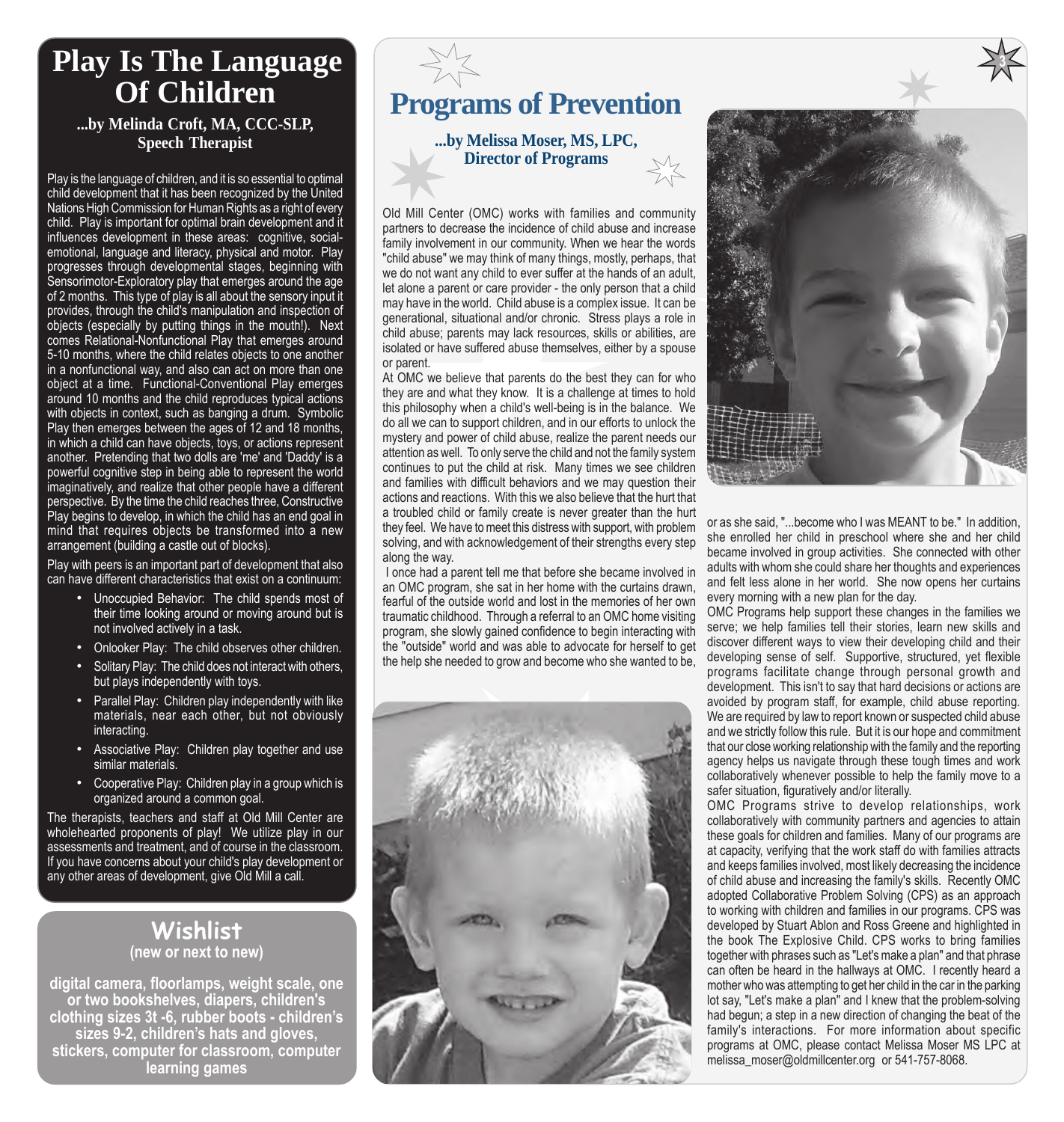# Play Is The Language Of Children

**...by Melinda Croft, MA, CCC-SLP, Speech Therapist**

Play is the language of children, and it is so essential to optimal child development that it has been recognized by the United Nations High Commission for Human Rights as a right of every child. Play is important for optimal brain development and it influences development in these areas: cognitive, social-emotional, language and literacy, physical and motor. Play progresses through developmental stages, beginning with Sensorimotor-Exploratory play that emerges around the age of 2 months. This type of play is all about the sensory input it provides, through the child's manipulation and inspection of objects (especially by putting things in the mouth!). Next comes Relational-Nonfunctional Play that emerges around 5-10 months, where the child relates objects to one another in a nonfunctional way, and also can act on more than one object at a time. Functional-Conventional Play emerges around 10 months and the child reproduces typical actions with objects in context, such as banging a drum. Symbolic Play then emerges between the ages of 12 and 18 months, in which a child can have objects, toys, or actions represent another. Pretending that two dolls are 'me' and 'Daddy' is a powerful cognitive step in being able to represent the world imaginatively, and realize that other people have a different perspective. By the time the child reaches three, Constructive Play begins to develop, in which the child has an end goal in mind that requires objects be transformed into a new arrangement (building a castle out of blocks).

Play with peers is an important part of development that also can have different characteristics that exist on a continuum:

- Unoccupied Behavior: The child spends most of their time looking around or moving around but is not involved actively in a task.
- Onlooker Play: The child observes other children.
- Solitary Play: The child does not interact with others, but plays independently with toys.
- Parallel Play: Children play independently with like materials, near each other, but not obviously interacting.
- Associative Play: Children play together and use similar materials.
- Cooperative Play: Children play in a group which is organized around a common goal.

The therapists, teachers and staff at Old Mill Center are wholehearted proponents of play! We utilize play in our assessments and treatment, and of course in the classroom. If you have concerns about your child's play development or any other areas of development, give Old Mill a call.

## Wishlist

**(new or next to new)**

**digital camera, floorlamps, weight scale, one or two bookshelves, diapers, children's clothing sizes 3t -6, rubber boots - children's sizes 9-2, children's hats and gloves, stickers, computer for classroom, computer learning games**

# Programs of Prevention

**...by Melissa Moser, MS, LPC, Director of Programs**

Old Mill Center (OMC) works with families and community partners to decrease the incidence of child abuse and increase family involvement in our community. When we hear the words "child abuse" we may think of many things, mostly, perhaps, that we do not want any child to ever suffer at the hands of an adult, let alone a parent or care provider - the only person that a child may have in the world. Child abuse is a complex issue. It can be generational, situational and/or chronic. Stress plays a role in child abuse; parents may lack resources, skills or abilities, are isolated or have suffered abuse themselves, either by a spouse or parent.

At OMC we believe that parents do the best they can for who they are and what they know. It is a challenge at times to hold this philosophy when a child's well-being is in the balance. We do all we can to support children, and in our efforts to unlock the mystery and power of child abuse, realize the parent needs our attention as well. To only serve the child and not the family system continues to put the child at risk. Many times we see children and families with difficult behaviors and we may question their actions and reactions. With this we also believe that the hurt that a troubled child or family create is never greater than the hurt they feel. We have to meet this distress with support, with problem solving, and with acknowledgement of their strengths every step along the way.

I once had a parent tell me that before she became involved in an OMC program, she sat in her home with the curtains drawn, fearful of the outside world and lost in the memories of her own traumatic childhood. Through a referral to an OMC home visiting program, she slowly gained confidence to begin interacting with the "outside" world and was able to advocate for herself to get the help she needed to grow and become who she wanted to be, or as she said, "...become who I was MEANT to be." In addition, she enrolled her child in preschool where she and her child became involved in group activities. She connected with other adults with whom she could share her thoughts and experiences and felt less alone in her world. She now opens her curtains every morning with a new plan for the day.

OMC Programs help support these changes in the families we serve; we help families tell their stories, learn new skills and discover different ways to view their developing child and their developing sense of self. Supportive, structured, yet flexible programs facilitate change through personal growth and development. This isn't to say that hard decisions or actions are avoided by program staff, for example, child abuse reporting. We are required by law to report known or suspected child abuse and we strictly follow this rule. But it is our hope and commitment that our close working relationship with the family and the reporting agency helps us navigate through these tough times and work collaboratively whenever possible to help the family move to a safer situation, figuratively and/or literally.

OMC Programs strive to develop relationships, work collaboratively with community partners and agencies to attain these goals for children and families. Many of our programs are at capacity, verifying that the work staff do with families attracts and keeps families involved, most likely decreasing the incidence of child abuse and increasing the family's skills. Recently OMC adopted Collaborative Problem Solving (CPS) as an approach to working with children and families in our programs. CPS was developed by Stuart Ablon and Ross Greene and highlighted in the book The Explosive Child. CPS works to bring families together with phrases such as "Let's make a plan" and that phrase can often be heard in the hallways at OMC. I recently heard a mother who was attempting to get her child in the car in the parking lot say, "Let's make a plan" and I knew that the problem-solving had begun; a step in a new direction of changing the beat of the family's interactions. For more information about specific programs at OMC, please contact Melissa Moser MS LPC at melissa_moser@oldmillcenter.org or 541-757-8068.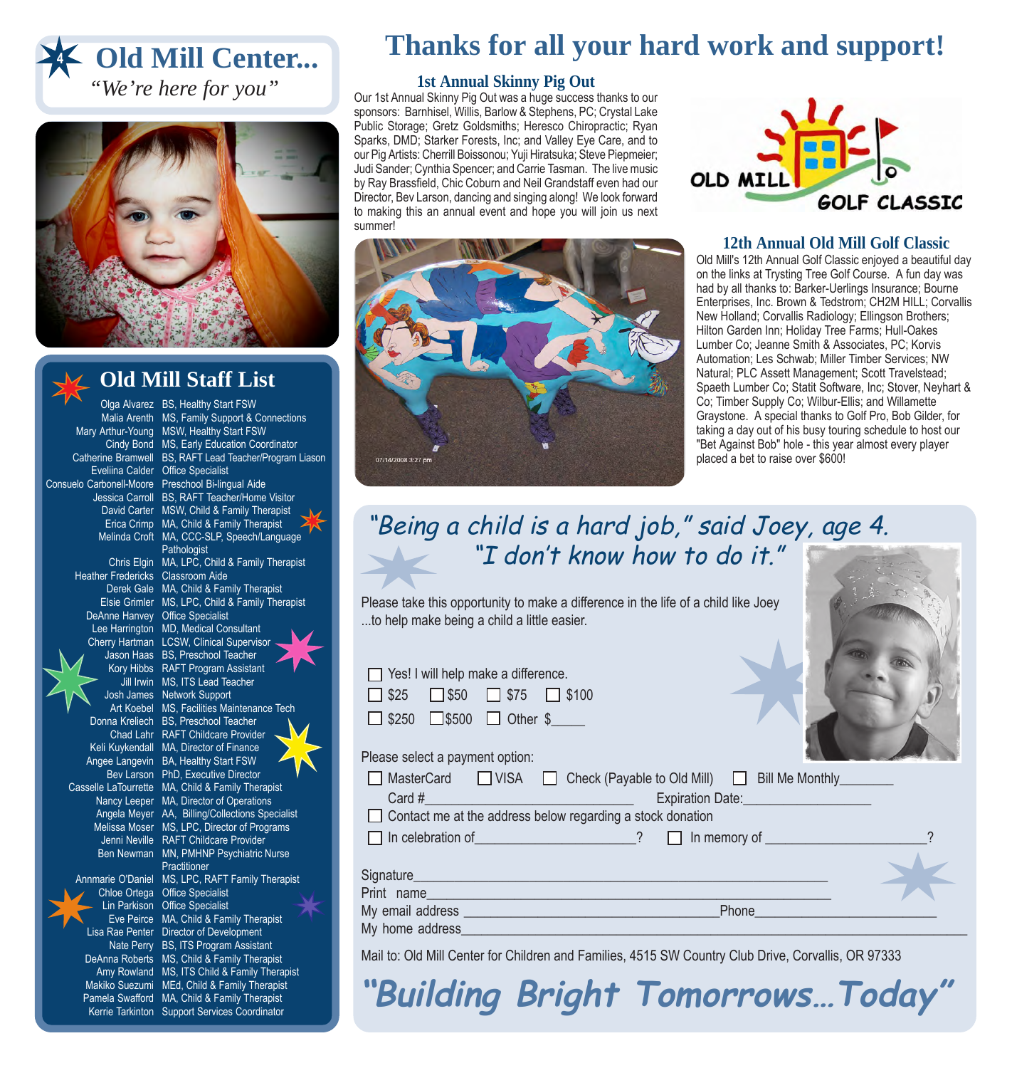# Old Mill Center...

*"We're here for you"*

## Old Mill Staff List

| | |
|---|---|
| Olga Alvarez | BS, Healthy Start FSW |
| Malia Arenth | MS, Family Support & Connections |
| Mary Arthur-Young | MSW, Healthy Start FSW |
| Cindy Bond | MS, Early Education Coordinator |
| Catherine Bramwell | BS, RAFT Lead Teacher/Program Liason |
| Evelina Calder | Office Specialist |
| Consuelo Carbonell-Moore | Preschool Bi-lingual Aide |
| Jessica Carroll | BS, RAFT Teacher/Home Visitor |
| David Carter | MSW, Child & Family Therapist |
| Erica Crimp | MA, Child & Family Therapist |
| Melinda Croft | MA, CCC-SLP, Speech/Language Pathologist |
| Chris Elgin | MA, LPC, Child & Family Therapist |
| Heather Fredericks | Classroom Aide |
| Derek Gale | MA, Child & Family Therapist |
| Elsie Grimler | MS, LPC, Child & Family Therapist |
| DeAnne Hanvey | Office Specialist |
| Lee Harrington | MD, Medical Consultant |
| Cherry Hartman | LCSW, Clinical Supervisor |
| Jason Haas | BS, Preschool Teacher |
| Kory Hibbs | RAFT Program Assistant |
| Jill Irwin | MS, ITS Lead Teacher |
| Josh James | Network Support |
| Art Koebel | MS, Facilities Maintenance Tech |
| Donna Kreliech | BS, Preschool Teacher |
| Chad Lahr | RAFT Childcare Provider |
| Keli Kuykendall | MA, Director of Finance |
| Angee Langevin | BA, Healthy Start FSW |
| Bev Larson | PhD, Executive Director |
| Casselle LaTourrette | MA, Child & Family Therapist |
| Nancy Leeper | MA, Director of Operations |
| Angela Meyer | AA, Billing/Collections Specialist |
| Melissa Moser | MS, LPC, Director of Programs |
| Jenni Neville | RAFT Childcare Provider |
| Ben Newman | MN, PMHNP Psychiatric Nurse Practitioner |
| Annmarie O'Daniel | MS, LPC, RAFT Family Therapist |
| Chloe Ortega | Office Specialist |
| Lin Parkison | Office Specialist |
| Eve Peirce | MA, Child & Family Therapist |
| Lisa Rae Penter | Director of Development |
| Nate Perry | BS, ITS Program Assistant |
| DeAnna Roberts | MS, Child & Family Therapist |
| Amy Rowland | MS, ITS Child & Family Therapist |
| Makiko Suezumi | MEd, Child & Family Therapist |
| Pamela Swafford | MA, Child & Family Therapist |
| Kerrie Tarkinton | Support Services Coordinator |

# Thanks for all your hard work and support!

### 1st Annual Skinny Pig Out

Our 1st Annual Skinny Pig Out was a huge success thanks to our sponsors: Barnhisel, Willis, Barlow & Stephens, PC; Crystal Lake Public Storage; Gretz Goldsmiths; Heresco Chiropractic; Ryan Sparks, DMD; Starker Forests, Inc; and Valley Eye Care, and to our Pig Artists: Cherrill Boissonou; Yuji Hiratsuka; Steve Piepmeier; Judi Sander; Cynthia Spencer; and Carrie Tasman. The live music by Ray Brassfield, Chic Coburn and Neil Grandstaff even had our Director, Bev Larson, dancing and singing along! We look forward to making this an annual event and hope you will join us next summer!

OLD MILL GOLF CLASSIC

### 12th Annual Old Mill Golf Classic

Old Mill's 12th Annual Golf Classic enjoyed a beautiful day on the links at Trysting Tree Golf Course. A fun day was had by all thanks to: Barker-Uerlings Insurance; Bourne Enterprises, Inc. Brown & Tedstrom; CH2M HILL; Corvallis New Holland; Corvallis Radiology; Ellingson Brothers; Hilton Garden Inn; Holiday Tree Farms; Hull-Oakes Lumber Co; Jeanne Smith & Associates, PC; Korvis Automation; Les Schwab; Miller Timber Services; NW Natural; PLC Assett Management; Scott Travelstead; Spaeth Lumber Co; Statit Software, Inc; Stover, Neyhart & Co; Timber Supply Co; Wilbur-Ellis; and Willamette Graystone. A special thanks to Golf Pro, Bob Gilder, for taking a day out of his busy touring schedule to host our "Bet Against Bob" hole - this year almost every player placed a bet to raise over $600!

*"Being a child is a hard job," said Joey, age 4. "I don't know how to do it."*

Please take this opportunity to make a difference in the life of a child like Joey ...to help make being a child a little easier.

☐ Yes! I will help make a difference.

☐ $25 ☐ $50 ☐ $75 ☐ $100

☐ $250 ☐ $500 ☐ Other $_____

Please select a payment option:

☐ MasterCard ☐ VISA ☐ Check (Payable to Old Mill) ☐ Bill Me Monthly_______

Card #____________________________ Expiration Date:_________________

☐ Contact me at the address below regarding a stock donation

☐ In celebration of_____________________? ☐ In memory of _____________________?

Signature_______________________________________________________

Print name______________________________________________________

My email address ________________________________Phone______________________

My home address_____________________________________________________________

Mail to: Old Mill Center for Children and Families, 4515 SW Country Club Drive, Corvallis, OR 97333

## *"Building Bright Tomorrows...Today"*